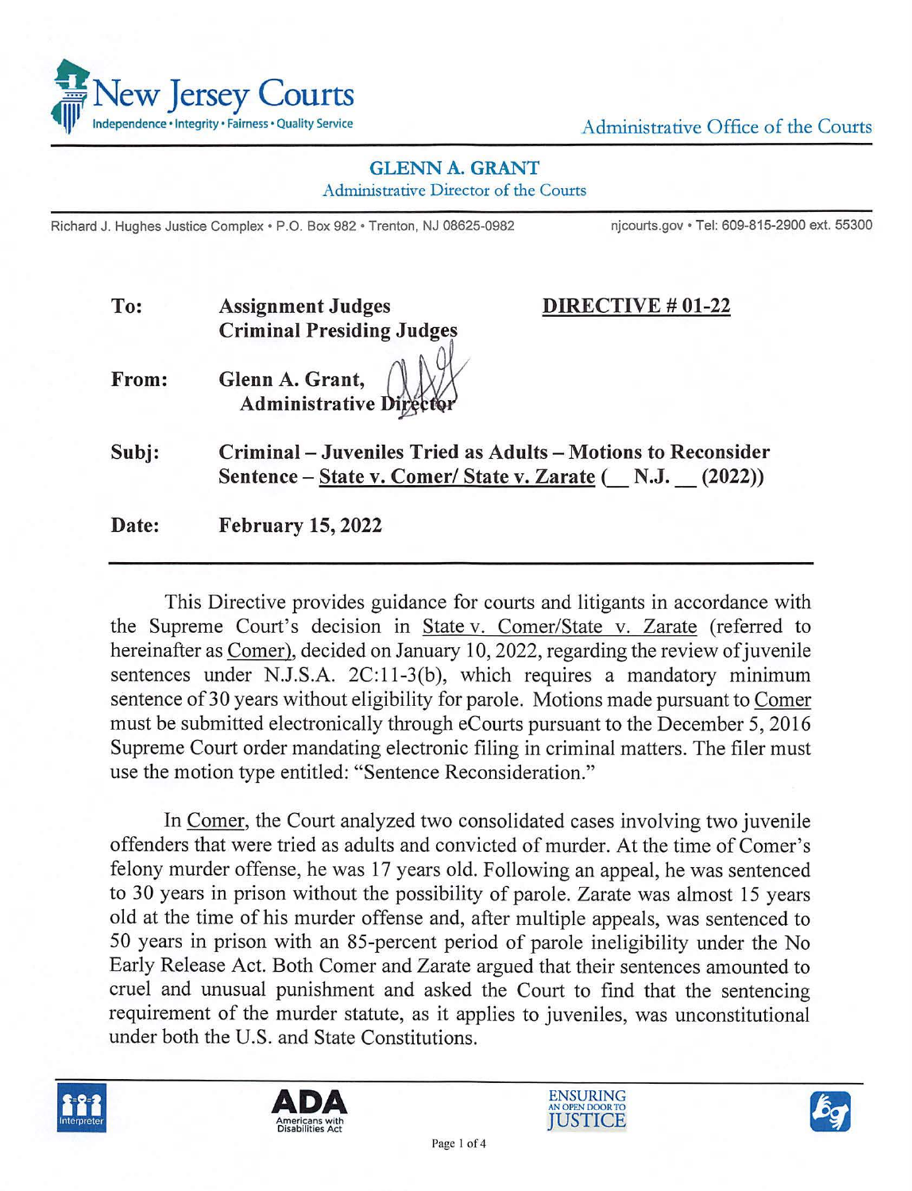New Jersey Courts
Independence • Integrity • Fairness • Quality Service

Administrative Office of the Courts

**GLENN A. GRANT**
Administrative Director of the Courts

Richard J. Hughes Justice Complex • P.O. Box 982 • Trenton, NJ 08625-0982 | njcourts.gov • Tel: 609-815-2900 ext. 55300

**To:** **Assignment Judges**
**Criminal Presiding Judges**

**DIRECTIVE # 01-22**

**From:** **Glenn A. Grant,**
**Administrative Director**

**Subj:** **Criminal – Juveniles Tried as Adults – Motions to Reconsider Sentence – State v. Comer/ State v. Zarate (__ N.J. __ (2022))**

**Date:** **February 15, 2022**

---

This Directive provides guidance for courts and litigants in accordance with the Supreme Court's decision in State v. Comer/State v. Zarate (referred to hereinafter as Comer), decided on January 10, 2022, regarding the review of juvenile sentences under N.J.S.A. 2C:11-3(b), which requires a mandatory minimum sentence of 30 years without eligibility for parole. Motions made pursuant to Comer must be submitted electronically through eCourts pursuant to the December 5, 2016 Supreme Court order mandating electronic filing in criminal matters. The filer must use the motion type entitled: "Sentence Reconsideration."

In Comer, the Court analyzed two consolidated cases involving two juvenile offenders that were tried as adults and convicted of murder. At the time of Comer's felony murder offense, he was 17 years old. Following an appeal, he was sentenced to 30 years in prison without the possibility of parole. Zarate was almost 15 years old at the time of his murder offense and, after multiple appeals, was sentenced to 50 years in prison with an 85-percent period of parole ineligibility under the No Early Release Act. Both Comer and Zarate argued that their sentences amounted to cruel and unusual punishment and asked the Court to find that the sentencing requirement of the murder statute, as it applies to juveniles, was unconstitutional under both the U.S. and State Constitutions.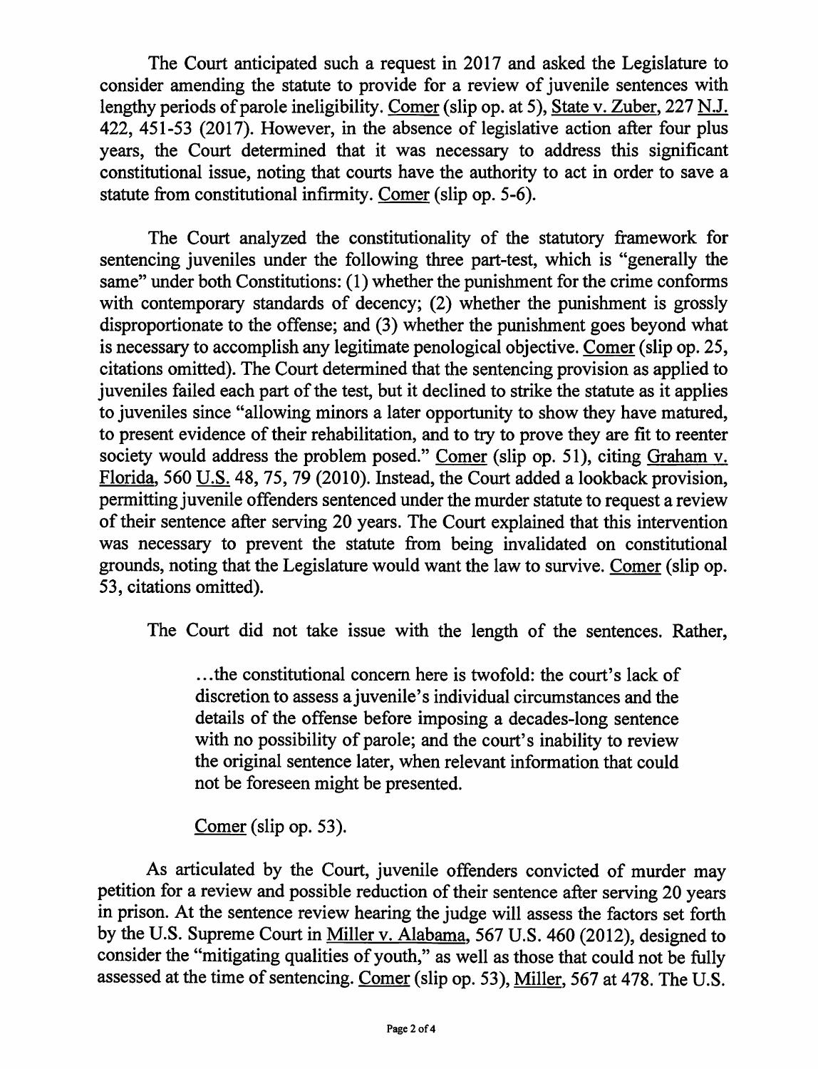The Court anticipated such a request in 2017 and asked the Legislature to consider amending the statute to provide for a review of juvenile sentences with lengthy periods of parole ineligibility. Comer (slip op. at 5), State v. Zuber, 227 N.J. 422, 451-53 (2017). However, in the absence of legislative action after four plus years, the Court determined that it was necessary to address this significant constitutional issue, noting that courts have the authority to act in order to save a statute from constitutional infirmity. Comer (slip op. 5-6).

The Court analyzed the constitutionality of the statutory framework for sentencing juveniles under the following three part-test, which is "generally the same" under both Constitutions: (1) whether the punishment for the crime conforms with contemporary standards of decency; (2) whether the punishment is grossly disproportionate to the offense; and (3) whether the punishment goes beyond what is necessary to accomplish any legitimate penological objective. Comer (slip op. 25, citations omitted). The Court determined that the sentencing provision as applied to juveniles failed each part of the test, but it declined to strike the statute as it applies to juveniles since "allowing minors a later opportunity to show they have matured, to present evidence of their rehabilitation, and to try to prove they are fit to reenter society would address the problem posed." Comer (slip op. 51), citing Graham v. Florida, 560 U.S. 48, 75, 79 (2010). Instead, the Court added a lookback provision, permitting juvenile offenders sentenced under the murder statute to request a review of their sentence after serving 20 years. The Court explained that this intervention was necessary to prevent the statute from being invalidated on constitutional grounds, noting that the Legislature would want the law to survive. Comer (slip op. 53, citations omitted).

The Court did not take issue with the length of the sentences. Rather,

> ...the constitutional concern here is twofold: the court's lack of discretion to assess a juvenile's individual circumstances and the details of the offense before imposing a decades-long sentence with no possibility of parole; and the court's inability to review the original sentence later, when relevant information that could not be foreseen might be presented.
>
> Comer (slip op. 53).

As articulated by the Court, juvenile offenders convicted of murder may petition for a review and possible reduction of their sentence after serving 20 years in prison. At the sentence review hearing the judge will assess the factors set forth by the U.S. Supreme Court in Miller v. Alabama, 567 U.S. 460 (2012), designed to consider the "mitigating qualities of youth," as well as those that could not be fully assessed at the time of sentencing. Comer (slip op. 53), Miller, 567 at 478. The U.S.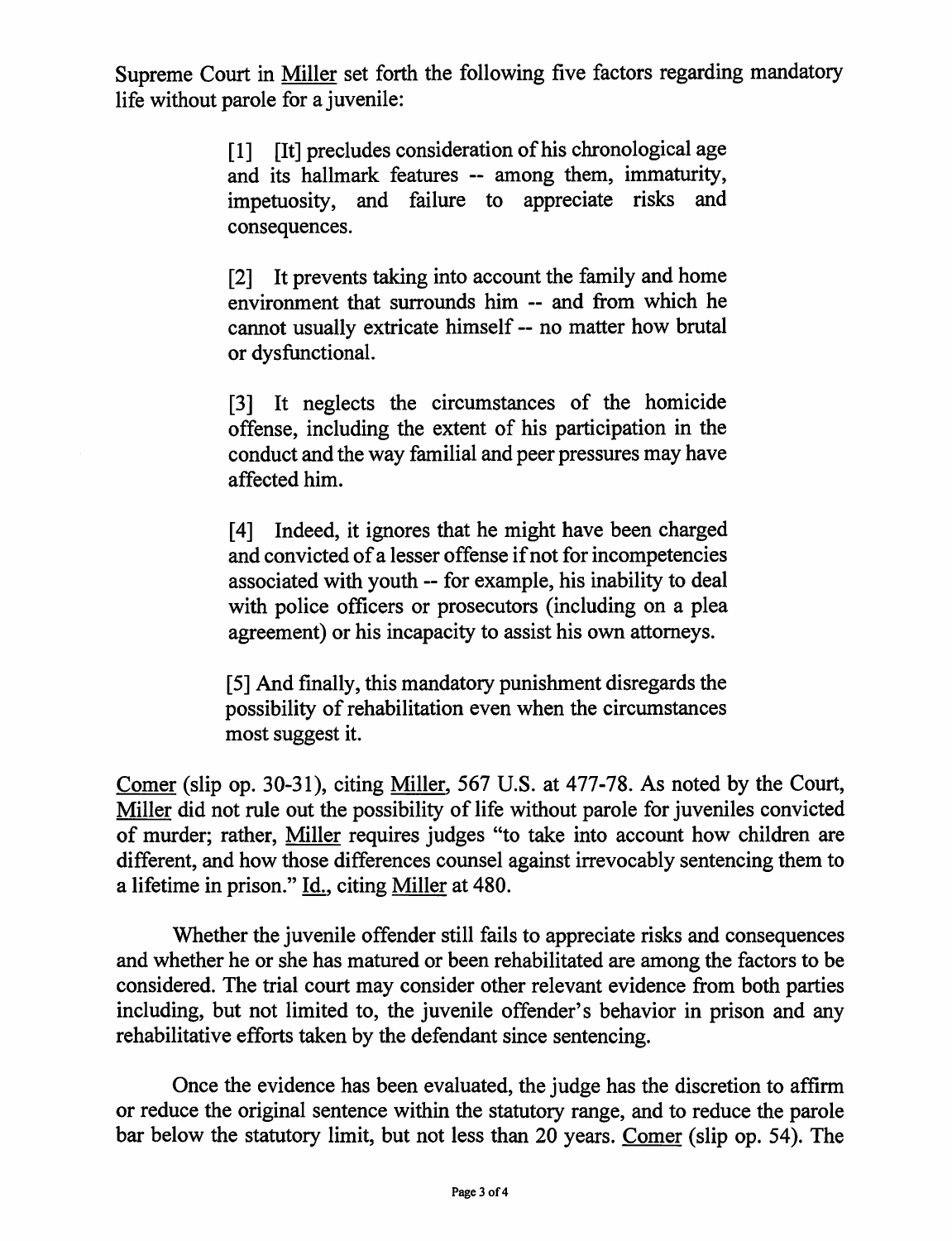Supreme Court in Miller set forth the following five factors regarding mandatory life without parole for a juvenile:

> [1] [It] precludes consideration of his chronological age and its hallmark features -- among them, immaturity, impetuosity, and failure to appreciate risks and consequences.
>
> [2] It prevents taking into account the family and home environment that surrounds him -- and from which he cannot usually extricate himself -- no matter how brutal or dysfunctional.
>
> [3] It neglects the circumstances of the homicide offense, including the extent of his participation in the conduct and the way familial and peer pressures may have affected him.
>
> [4] Indeed, it ignores that he might have been charged and convicted of a lesser offense if not for incompetencies associated with youth -- for example, his inability to deal with police officers or prosecutors (including on a plea agreement) or his incapacity to assist his own attorneys.
>
> [5] And finally, this mandatory punishment disregards the possibility of rehabilitation even when the circumstances most suggest it.

Comer (slip op. 30-31), citing Miller, 567 U.S. at 477-78. As noted by the Court, Miller did not rule out the possibility of life without parole for juveniles convicted of murder; rather, Miller requires judges "to take into account how children are different, and how those differences counsel against irrevocably sentencing them to a lifetime in prison." Id., citing Miller at 480.

Whether the juvenile offender still fails to appreciate risks and consequences and whether he or she has matured or been rehabilitated are among the factors to be considered. The trial court may consider other relevant evidence from both parties including, but not limited to, the juvenile offender's behavior in prison and any rehabilitative efforts taken by the defendant since sentencing.

Once the evidence has been evaluated, the judge has the discretion to affirm or reduce the original sentence within the statutory range, and to reduce the parole bar below the statutory limit, but not less than 20 years. Comer (slip op. 54). The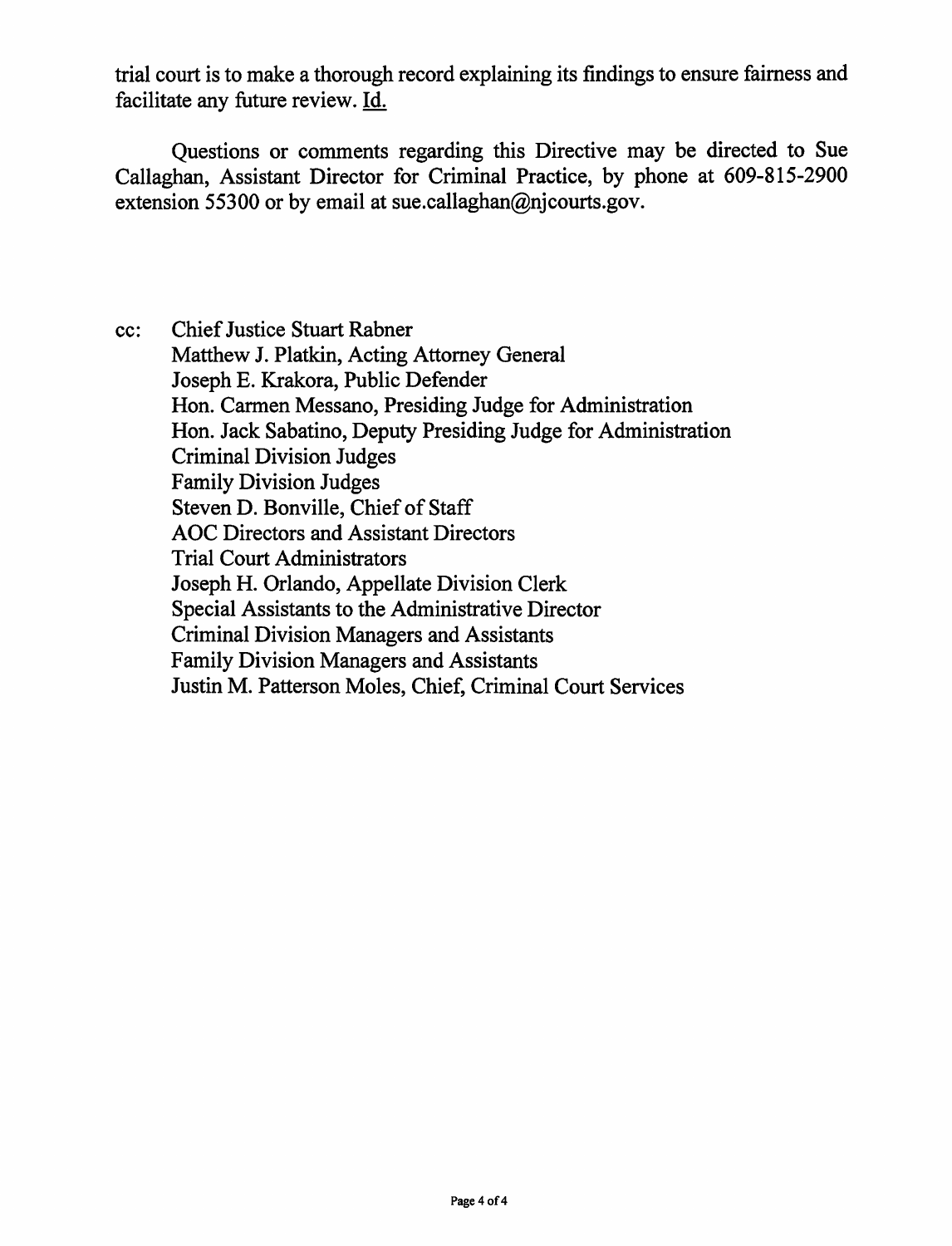trial court is to make a thorough record explaining its findings to ensure fairness and facilitate any future review. Id.

Questions or comments regarding this Directive may be directed to Sue Callaghan, Assistant Director for Criminal Practice, by phone at 609-815-2900 extension 55300 or by email at sue.callaghan@njcourts.gov.

cc: Chief Justice Stuart Rabner
Matthew J. Platkin, Acting Attorney General
Joseph E. Krakora, Public Defender
Hon. Carmen Messano, Presiding Judge for Administration
Hon. Jack Sabatino, Deputy Presiding Judge for Administration
Criminal Division Judges
Family Division Judges
Steven D. Bonville, Chief of Staff
AOC Directors and Assistant Directors
Trial Court Administrators
Joseph H. Orlando, Appellate Division Clerk
Special Assistants to the Administrative Director
Criminal Division Managers and Assistants
Family Division Managers and Assistants
Justin M. Patterson Moles, Chief, Criminal Court Services